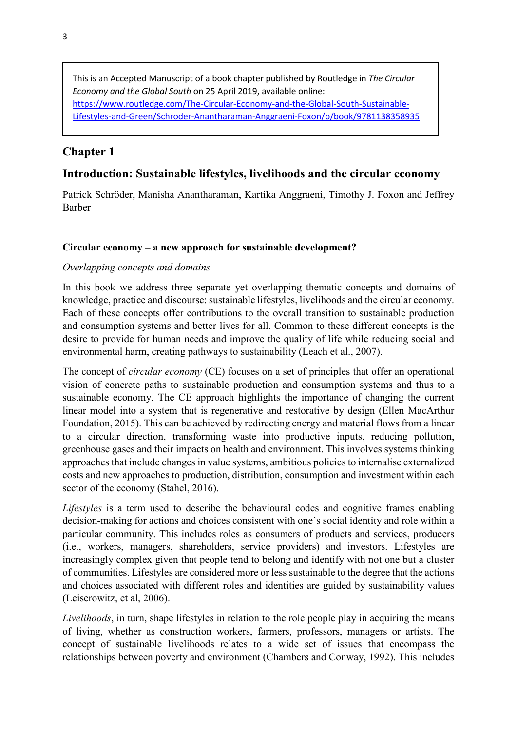This is an Accepted Manuscript of a book chapter published by Routledge in *The Circular Economy and the Global South* on 25 April 2019, available online: [https://www.routledge.com/The-Circular-Economy-and-the-Global-South-Sustainable-Lifestyles-and-Green/Schroder-Anantharaman-Anggraeni-Foxon/p/book/9781138358935](https://www.routledge.com/The-Circular-Economy-and-the-Global-South-Sustainable-Lifestyles-and-Green/Schroder-Anantharaman-Anggraeni-Foxon/p/book/9781138358935)

# Chapter 1

## Introduction: Sustainable lifestyles, livelihoods and the circular economy

Patrick Schröder, Manisha Anantharaman, Kartika Anggraeni, Timothy J. Foxon and Jeffrey Barber

### Circular economy – a new approach for sustainable development?

*Overlapping concepts and domains*

In this book we address three separate yet overlapping thematic concepts and domains of knowledge, practice and discourse: sustainable lifestyles, livelihoods and the circular economy. Each of these concepts offer contributions to the overall transition to sustainable production and consumption systems and better lives for all. Common to these different concepts is the desire to provide for human needs and improve the quality of life while reducing social and environmental harm, creating pathways to sustainability (Leach et al., 2007).

The concept of *circular economy* (CE) focuses on a set of principles that offer an operational vision of concrete paths to sustainable production and consumption systems and thus to a sustainable economy. The CE approach highlights the importance of changing the current linear model into a system that is regenerative and restorative by design (Ellen MacArthur Foundation, 2015). This can be achieved by redirecting energy and material flows from a linear to a circular direction, transforming waste into productive inputs, reducing pollution, greenhouse gases and their impacts on health and environment. This involves systems thinking approaches that include changes in value systems, ambitious policies to internalise externalized costs and new approaches to production, distribution, consumption and investment within each sector of the economy (Stahel, 2016).

*Lifestyles* is a term used to describe the behavioural codes and cognitive frames enabling decision-making for actions and choices consistent with one's social identity and role within a particular community. This includes roles as consumers of products and services, producers (i.e., workers, managers, shareholders, service providers) and investors. Lifestyles are increasingly complex given that people tend to belong and identify with not one but a cluster of communities. Lifestyles are considered more or less sustainable to the degree that the actions and choices associated with different roles and identities are guided by sustainability values (Leiserowitz, et al, 2006).

*Livelihoods*, in turn, shape lifestyles in relation to the role people play in acquiring the means of living, whether as construction workers, farmers, professors, managers or artists. The concept of sustainable livelihoods relates to a wide set of issues that encompass the relationships between poverty and environment (Chambers and Conway, 1992). This includes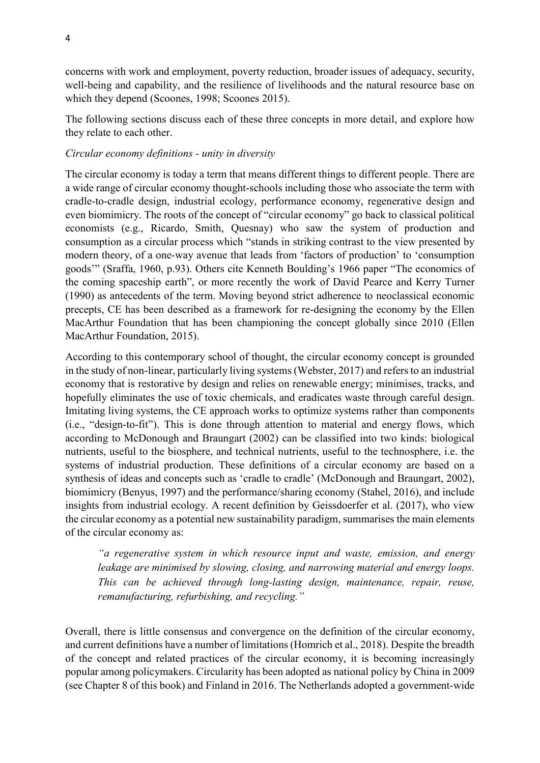concerns with work and employment, poverty reduction, broader issues of adequacy, security, well-being and capability, and the resilience of livelihoods and the natural resource base on which they depend (Scoones, 1998; Scoones 2015).

The following sections discuss each of these three concepts in more detail, and explore how they relate to each other.

*Circular economy definitions - unity in diversity*

The circular economy is today a term that means different things to different people. There are a wide range of circular economy thought-schools including those who associate the term with cradle-to-cradle design, industrial ecology, performance economy, regenerative design and even biomimicry. The roots of the concept of "circular economy" go back to classical political economists (e.g., Ricardo, Smith, Quesnay) who saw the system of production and consumption as a circular process which "stands in striking contrast to the view presented by modern theory, of a one-way avenue that leads from 'factors of production' to 'consumption goods'" (Sraffa, 1960, p.93). Others cite Kenneth Boulding's 1966 paper "The economics of the coming spaceship earth", or more recently the work of David Pearce and Kerry Turner (1990) as antecedents of the term. Moving beyond strict adherence to neoclassical economic precepts, CE has been described as a framework for re-designing the economy by the Ellen MacArthur Foundation that has been championing the concept globally since 2010 (Ellen MacArthur Foundation, 2015).

According to this contemporary school of thought, the circular economy concept is grounded in the study of non-linear, particularly living systems (Webster, 2017) and refers to an industrial economy that is restorative by design and relies on renewable energy; minimises, tracks, and hopefully eliminates the use of toxic chemicals, and eradicates waste through careful design. Imitating living systems, the CE approach works to optimize systems rather than components (i.e., "design-to-fit"). This is done through attention to material and energy flows, which according to McDonough and Braungart (2002) can be classified into two kinds: biological nutrients, useful to the biosphere, and technical nutrients, useful to the technosphere, i.e. the systems of industrial production. These definitions of a circular economy are based on a synthesis of ideas and concepts such as 'cradle to cradle' (McDonough and Braungart, 2002), biomimicry (Benyus, 1997) and the performance/sharing economy (Stahel, 2016), and include insights from industrial ecology. A recent definition by Geissdoerfer et al. (2017), who view the circular economy as a potential new sustainability paradigm, summarises the main elements of the circular economy as:

> *"a regenerative system in which resource input and waste, emission, and energy leakage are minimised by slowing, closing, and narrowing material and energy loops. This can be achieved through long-lasting design, maintenance, repair, reuse, remanufacturing, refurbishing, and recycling."*

Overall, there is little consensus and convergence on the definition of the circular economy, and current definitions have a number of limitations (Homrich et al., 2018). Despite the breadth of the concept and related practices of the circular economy, it is becoming increasingly popular among policymakers. Circularity has been adopted as national policy by China in 2009 (see Chapter 8 of this book) and Finland in 2016. The Netherlands adopted a government-wide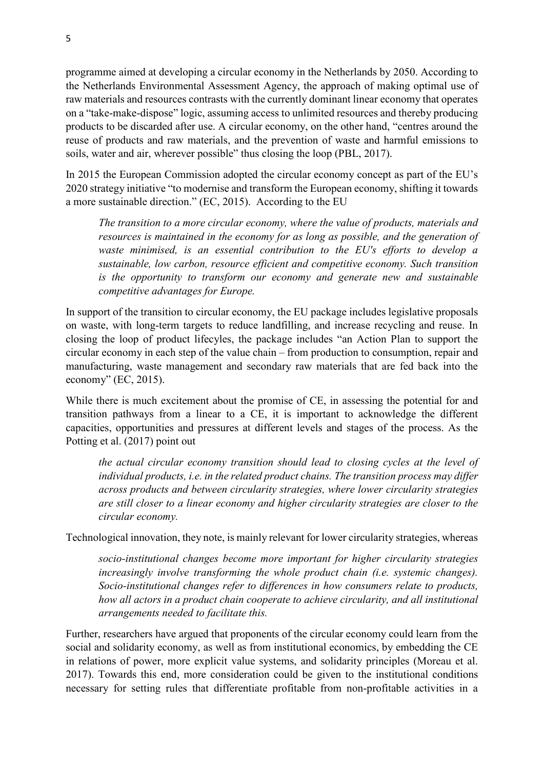programme aimed at developing a circular economy in the Netherlands by 2050. According to the Netherlands Environmental Assessment Agency, the approach of making optimal use of raw materials and resources contrasts with the currently dominant linear economy that operates on a "take-make-dispose" logic, assuming access to unlimited resources and thereby producing products to be discarded after use. A circular economy, on the other hand, "centres around the reuse of products and raw materials, and the prevention of waste and harmful emissions to soils, water and air, wherever possible" thus closing the loop (PBL, 2017).

In 2015 the European Commission adopted the circular economy concept as part of the EU's 2020 strategy initiative "to modernise and transform the European economy, shifting it towards a more sustainable direction." (EC, 2015). According to the EU

> *The transition to a more circular economy, where the value of products, materials and resources is maintained in the economy for as long as possible, and the generation of waste minimised, is an essential contribution to the EU's efforts to develop a sustainable, low carbon, resource efficient and competitive economy. Such transition is the opportunity to transform our economy and generate new and sustainable competitive advantages for Europe.*

In support of the transition to circular economy, the EU package includes legislative proposals on waste, with long-term targets to reduce landfilling, and increase recycling and reuse. In closing the loop of product lifecyles, the package includes "an Action Plan to support the circular economy in each step of the value chain – from production to consumption, repair and manufacturing, waste management and secondary raw materials that are fed back into the economy" (EC, 2015).

While there is much excitement about the promise of CE, in assessing the potential for and transition pathways from a linear to a CE, it is important to acknowledge the different capacities, opportunities and pressures at different levels and stages of the process. As the Potting et al. (2017) point out

> *the actual circular economy transition should lead to closing cycles at the level of individual products, i.e. in the related product chains. The transition process may differ across products and between circularity strategies, where lower circularity strategies are still closer to a linear economy and higher circularity strategies are closer to the circular economy.*

Technological innovation, they note, is mainly relevant for lower circularity strategies, whereas

> *socio-institutional changes become more important for higher circularity strategies increasingly involve transforming the whole product chain (i.e. systemic changes). Socio-institutional changes refer to differences in how consumers relate to products, how all actors in a product chain cooperate to achieve circularity, and all institutional arrangements needed to facilitate this.*

Further, researchers have argued that proponents of the circular economy could learn from the social and solidarity economy, as well as from institutional economics, by embedding the CE in relations of power, more explicit value systems, and solidarity principles (Moreau et al. 2017). Towards this end, more consideration could be given to the institutional conditions necessary for setting rules that differentiate profitable from non-profitable activities in a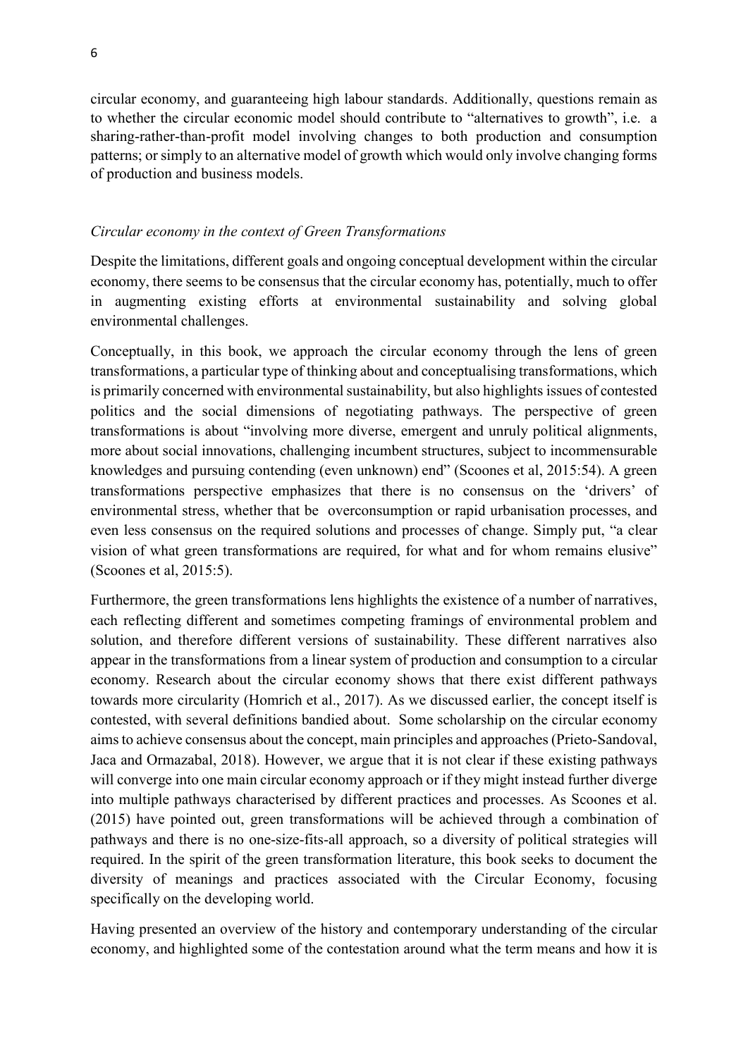circular economy, and guaranteeing high labour standards. Additionally, questions remain as to whether the circular economic model should contribute to "alternatives to growth", i.e. a sharing-rather-than-profit model involving changes to both production and consumption patterns; or simply to an alternative model of growth which would only involve changing forms of production and business models.

*Circular economy in the context of Green Transformations*

Despite the limitations, different goals and ongoing conceptual development within the circular economy, there seems to be consensus that the circular economy has, potentially, much to offer in augmenting existing efforts at environmental sustainability and solving global environmental challenges.

Conceptually, in this book, we approach the circular economy through the lens of green transformations, a particular type of thinking about and conceptualising transformations, which is primarily concerned with environmental sustainability, but also highlights issues of contested politics and the social dimensions of negotiating pathways. The perspective of green transformations is about "involving more diverse, emergent and unruly political alignments, more about social innovations, challenging incumbent structures, subject to incommensurable knowledges and pursuing contending (even unknown) end" (Scoones et al, 2015:54). A green transformations perspective emphasizes that there is no consensus on the 'drivers' of environmental stress, whether that be overconsumption or rapid urbanisation processes, and even less consensus on the required solutions and processes of change. Simply put, "a clear vision of what green transformations are required, for what and for whom remains elusive" (Scoones et al, 2015:5).

Furthermore, the green transformations lens highlights the existence of a number of narratives, each reflecting different and sometimes competing framings of environmental problem and solution, and therefore different versions of sustainability. These different narratives also appear in the transformations from a linear system of production and consumption to a circular economy. Research about the circular economy shows that there exist different pathways towards more circularity (Homrich et al., 2017). As we discussed earlier, the concept itself is contested, with several definitions bandied about. Some scholarship on the circular economy aims to achieve consensus about the concept, main principles and approaches (Prieto-Sandoval, Jaca and Ormazabal, 2018). However, we argue that it is not clear if these existing pathways will converge into one main circular economy approach or if they might instead further diverge into multiple pathways characterised by different practices and processes. As Scoones et al. (2015) have pointed out, green transformations will be achieved through a combination of pathways and there is no one-size-fits-all approach, so a diversity of political strategies will required. In the spirit of the green transformation literature, this book seeks to document the diversity of meanings and practices associated with the Circular Economy, focusing specifically on the developing world.

Having presented an overview of the history and contemporary understanding of the circular economy, and highlighted some of the contestation around what the term means and how it is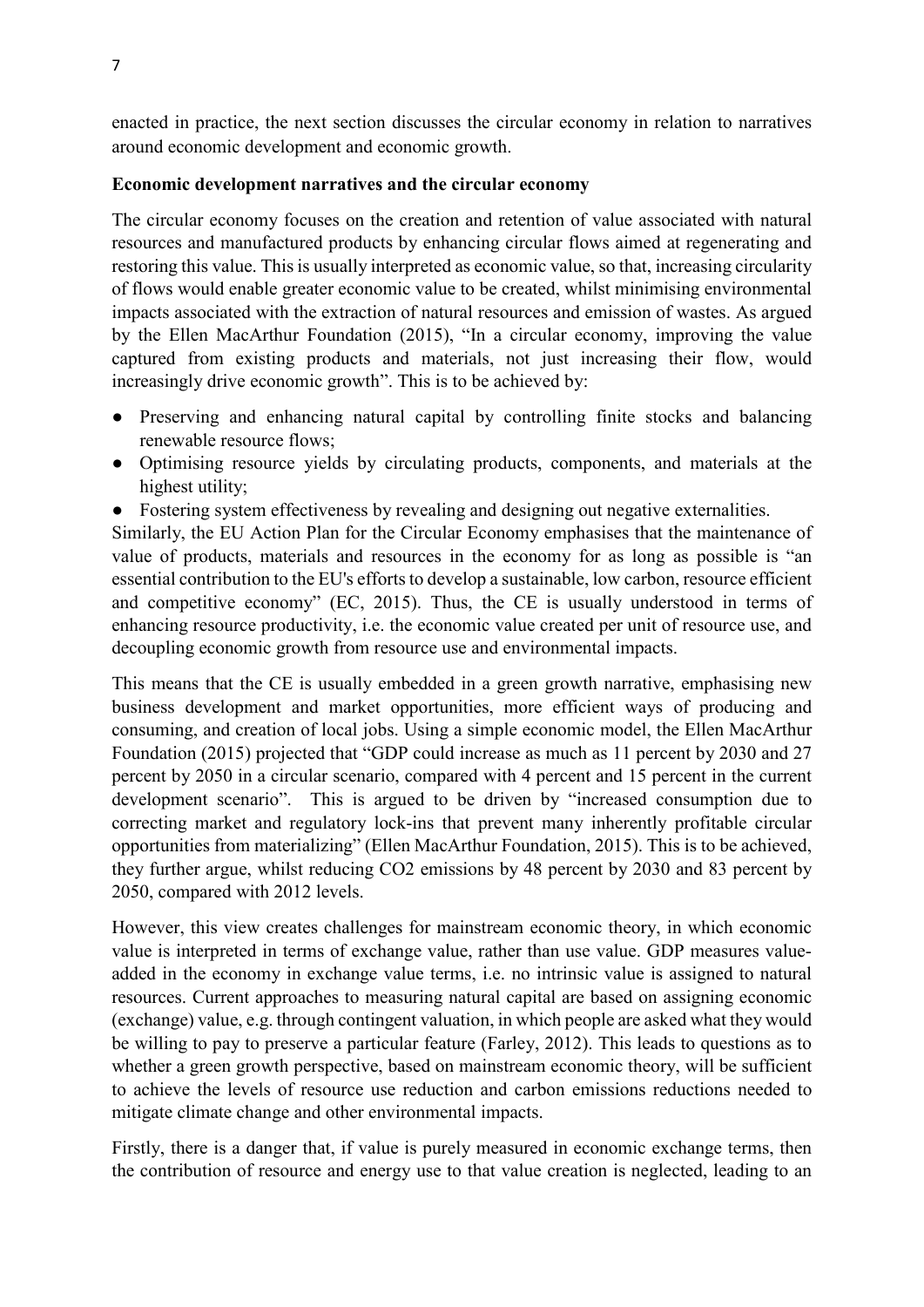enacted in practice, the next section discusses the circular economy in relation to narratives around economic development and economic growth.

**Economic development narratives and the circular economy**

The circular economy focuses on the creation and retention of value associated with natural resources and manufactured products by enhancing circular flows aimed at regenerating and restoring this value. This is usually interpreted as economic value, so that, increasing circularity of flows would enable greater economic value to be created, whilst minimising environmental impacts associated with the extraction of natural resources and emission of wastes. As argued by the Ellen MacArthur Foundation (2015), "In a circular economy, improving the value captured from existing products and materials, not just increasing their flow, would increasingly drive economic growth". This is to be achieved by:

- Preserving and enhancing natural capital by controlling finite stocks and balancing renewable resource flows;
- Optimising resource yields by circulating products, components, and materials at the highest utility;
- Fostering system effectiveness by revealing and designing out negative externalities.

Similarly, the EU Action Plan for the Circular Economy emphasises that the maintenance of value of products, materials and resources in the economy for as long as possible is "an essential contribution to the EU's efforts to develop a sustainable, low carbon, resource efficient and competitive economy" (EC, 2015). Thus, the CE is usually understood in terms of enhancing resource productivity, i.e. the economic value created per unit of resource use, and decoupling economic growth from resource use and environmental impacts.

This means that the CE is usually embedded in a green growth narrative, emphasising new business development and market opportunities, more efficient ways of producing and consuming, and creation of local jobs. Using a simple economic model, the Ellen MacArthur Foundation (2015) projected that "GDP could increase as much as 11 percent by 2030 and 27 percent by 2050 in a circular scenario, compared with 4 percent and 15 percent in the current development scenario". This is argued to be driven by "increased consumption due to correcting market and regulatory lock-ins that prevent many inherently profitable circular opportunities from materializing" (Ellen MacArthur Foundation, 2015). This is to be achieved, they further argue, whilst reducing $CO_2$ emissions by 48 percent by 2030 and 83 percent by 2050, compared with 2012 levels.

However, this view creates challenges for mainstream economic theory, in which economic value is interpreted in terms of exchange value, rather than use value. GDP measures value-added in the economy in exchange value terms, i.e. no intrinsic value is assigned to natural resources. Current approaches to measuring natural capital are based on assigning economic (exchange) value, e.g. through contingent valuation, in which people are asked what they would be willing to pay to preserve a particular feature (Farley, 2012). This leads to questions as to whether a green growth perspective, based on mainstream economic theory, will be sufficient to achieve the levels of resource use reduction and carbon emissions reductions needed to mitigate climate change and other environmental impacts.

Firstly, there is a danger that, if value is purely measured in economic exchange terms, then the contribution of resource and energy use to that value creation is neglected, leading to an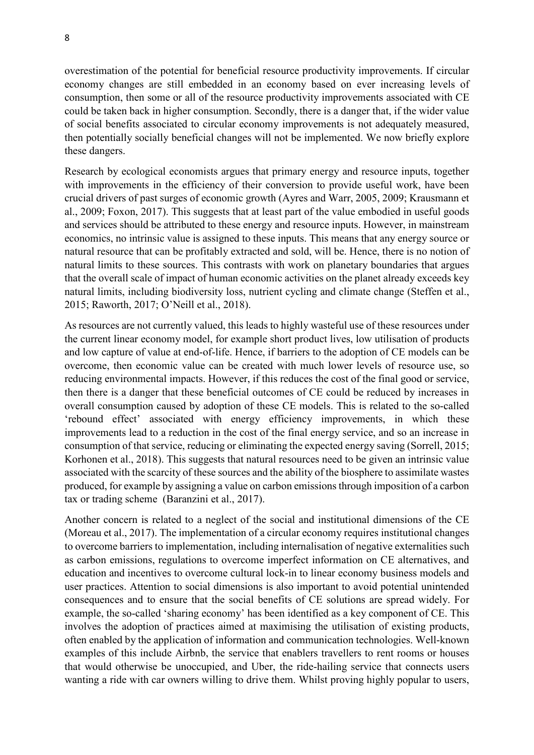overestimation of the potential for beneficial resource productivity improvements. If circular economy changes are still embedded in an economy based on ever increasing levels of consumption, then some or all of the resource productivity improvements associated with CE could be taken back in higher consumption. Secondly, there is a danger that, if the wider value of social benefits associated to circular economy improvements is not adequately measured, then potentially socially beneficial changes will not be implemented. We now briefly explore these dangers.

Research by ecological economists argues that primary energy and resource inputs, together with improvements in the efficiency of their conversion to provide useful work, have been crucial drivers of past surges of economic growth (Ayres and Warr, 2005, 2009; Krausmann et al., 2009; Foxon, 2017). This suggests that at least part of the value embodied in useful goods and services should be attributed to these energy and resource inputs. However, in mainstream economics, no intrinsic value is assigned to these inputs. This means that any energy source or natural resource that can be profitably extracted and sold, will be. Hence, there is no notion of natural limits to these sources. This contrasts with work on planetary boundaries that argues that the overall scale of impact of human economic activities on the planet already exceeds key natural limits, including biodiversity loss, nutrient cycling and climate change (Steffen et al., 2015; Raworth, 2017; O'Neill et al., 2018).

As resources are not currently valued, this leads to highly wasteful use of these resources under the current linear economy model, for example short product lives, low utilisation of products and low capture of value at end-of-life. Hence, if barriers to the adoption of CE models can be overcome, then economic value can be created with much lower levels of resource use, so reducing environmental impacts. However, if this reduces the cost of the final good or service, then there is a danger that these beneficial outcomes of CE could be reduced by increases in overall consumption caused by adoption of these CE models. This is related to the so-called 'rebound effect' associated with energy efficiency improvements, in which these improvements lead to a reduction in the cost of the final energy service, and so an increase in consumption of that service, reducing or eliminating the expected energy saving (Sorrell, 2015; Korhonen et al., 2018). This suggests that natural resources need to be given an intrinsic value associated with the scarcity of these sources and the ability of the biosphere to assimilate wastes produced, for example by assigning a value on carbon emissions through imposition of a carbon tax or trading scheme (Baranzini et al., 2017).

Another concern is related to a neglect of the social and institutional dimensions of the CE (Moreau et al., 2017). The implementation of a circular economy requires institutional changes to overcome barriers to implementation, including internalisation of negative externalities such as carbon emissions, regulations to overcome imperfect information on CE alternatives, and education and incentives to overcome cultural lock-in to linear economy business models and user practices. Attention to social dimensions is also important to avoid potential unintended consequences and to ensure that the social benefits of CE solutions are spread widely. For example, the so-called 'sharing economy' has been identified as a key component of CE. This involves the adoption of practices aimed at maximising the utilisation of existing products, often enabled by the application of information and communication technologies. Well-known examples of this include Airbnb, the service that enablers travellers to rent rooms or houses that would otherwise be unoccupied, and Uber, the ride-hailing service that connects users wanting a ride with car owners willing to drive them. Whilst proving highly popular to users,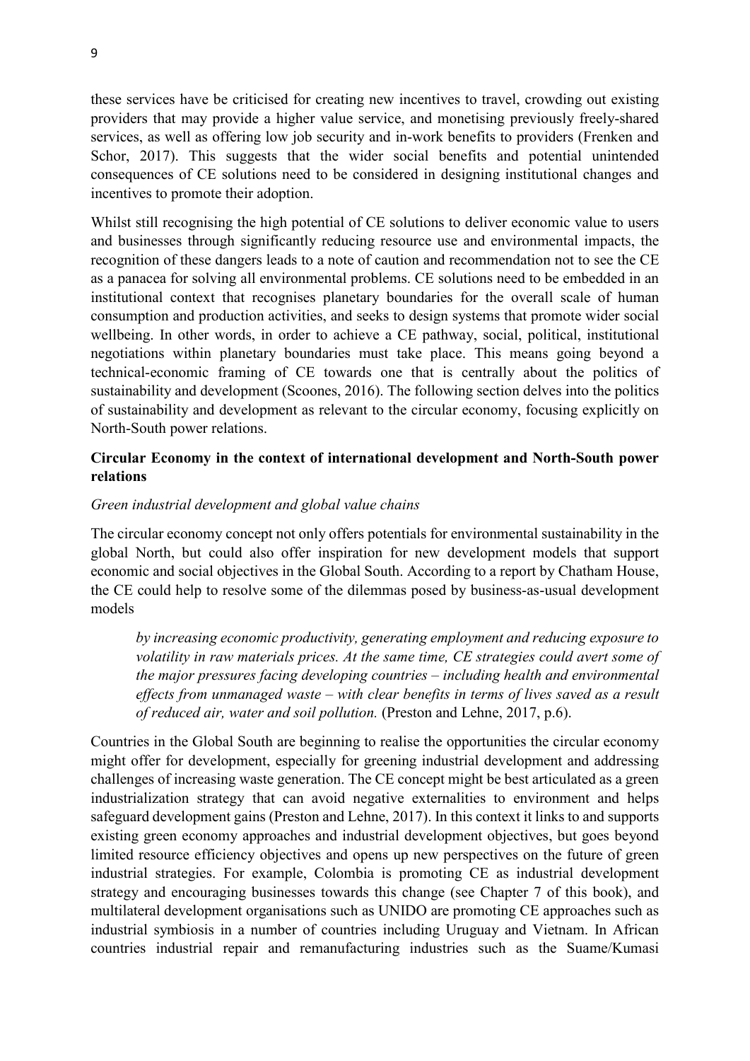these services have be criticised for creating new incentives to travel, crowding out existing providers that may provide a higher value service, and monetising previously freely-shared services, as well as offering low job security and in-work benefits to providers (Frenken and Schor, 2017). This suggests that the wider social benefits and potential unintended consequences of CE solutions need to be considered in designing institutional changes and incentives to promote their adoption.

Whilst still recognising the high potential of CE solutions to deliver economic value to users and businesses through significantly reducing resource use and environmental impacts, the recognition of these dangers leads to a note of caution and recommendation not to see the CE as a panacea for solving all environmental problems. CE solutions need to be embedded in an institutional context that recognises planetary boundaries for the overall scale of human consumption and production activities, and seeks to design systems that promote wider social wellbeing. In other words, in order to achieve a CE pathway, social, political, institutional negotiations within planetary boundaries must take place. This means going beyond a technical-economic framing of CE towards one that is centrally about the politics of sustainability and development (Scoones, 2016). The following section delves into the politics of sustainability and development as relevant to the circular economy, focusing explicitly on North-South power relations.

**Circular Economy in the context of international development and North-South power relations**

*Green industrial development and global value chains*

The circular economy concept not only offers potentials for environmental sustainability in the global North, but could also offer inspiration for new development models that support economic and social objectives in the Global South. According to a report by Chatham House, the CE could help to resolve some of the dilemmas posed by business-as-usual development models

> *by increasing economic productivity, generating employment and reducing exposure to volatility in raw materials prices. At the same time, CE strategies could avert some of the major pressures facing developing countries – including health and environmental effects from unmanaged waste – with clear benefits in terms of lives saved as a result of reduced air, water and soil pollution.* (Preston and Lehne, 2017, p.6).

Countries in the Global South are beginning to realise the opportunities the circular economy might offer for development, especially for greening industrial development and addressing challenges of increasing waste generation. The CE concept might be best articulated as a green industrialization strategy that can avoid negative externalities to environment and helps safeguard development gains (Preston and Lehne, 2017). In this context it links to and supports existing green economy approaches and industrial development objectives, but goes beyond limited resource efficiency objectives and opens up new perspectives on the future of green industrial strategies. For example, Colombia is promoting CE as industrial development strategy and encouraging businesses towards this change (see Chapter 7 of this book), and multilateral development organisations such as UNIDO are promoting CE approaches such as industrial symbiosis in a number of countries including Uruguay and Vietnam. In African countries industrial repair and remanufacturing industries such as the Suame/Kumasi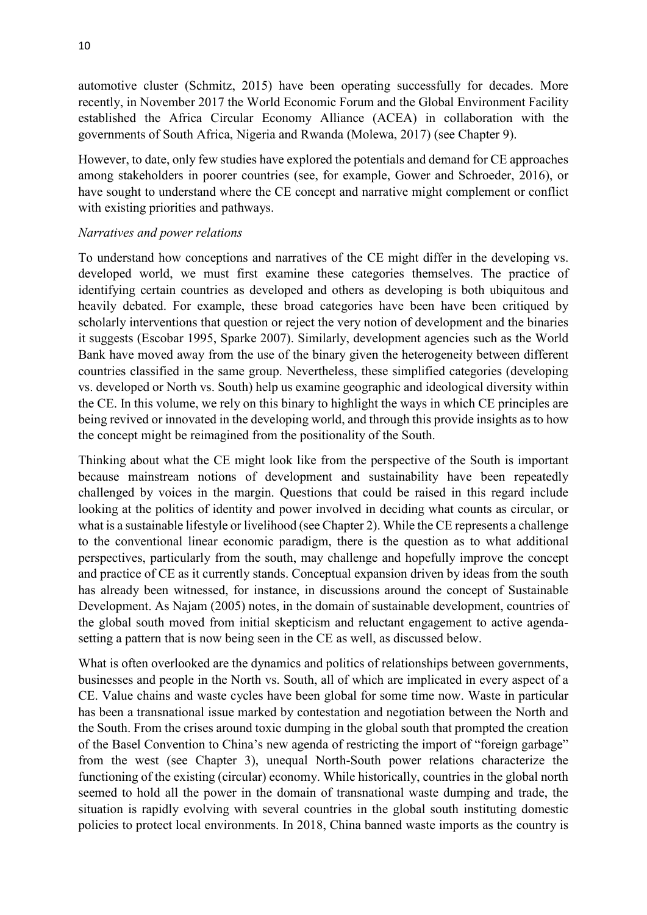automotive cluster (Schmitz, 2015) have been operating successfully for decades. More recently, in November 2017 the World Economic Forum and the Global Environment Facility established the Africa Circular Economy Alliance (ACEA) in collaboration with the governments of South Africa, Nigeria and Rwanda (Molewa, 2017) (see Chapter 9).

However, to date, only few studies have explored the potentials and demand for CE approaches among stakeholders in poorer countries (see, for example, Gower and Schroeder, 2016), or have sought to understand where the CE concept and narrative might complement or conflict with existing priorities and pathways.

*Narratives and power relations*

To understand how conceptions and narratives of the CE might differ in the developing vs. developed world, we must first examine these categories themselves. The practice of identifying certain countries as developed and others as developing is both ubiquitous and heavily debated. For example, these broad categories have been have been critiqued by scholarly interventions that question or reject the very notion of development and the binaries it suggests (Escobar 1995, Sparke 2007). Similarly, development agencies such as the World Bank have moved away from the use of the binary given the heterogeneity between different countries classified in the same group. Nevertheless, these simplified categories (developing vs. developed or North vs. South) help us examine geographic and ideological diversity within the CE. In this volume, we rely on this binary to highlight the ways in which CE principles are being revived or innovated in the developing world, and through this provide insights as to how the concept might be reimagined from the positionality of the South.

Thinking about what the CE might look like from the perspective of the South is important because mainstream notions of development and sustainability have been repeatedly challenged by voices in the margin. Questions that could be raised in this regard include looking at the politics of identity and power involved in deciding what counts as circular, or what is a sustainable lifestyle or livelihood (see Chapter 2). While the CE represents a challenge to the conventional linear economic paradigm, there is the question as to what additional perspectives, particularly from the south, may challenge and hopefully improve the concept and practice of CE as it currently stands. Conceptual expansion driven by ideas from the south has already been witnessed, for instance, in discussions around the concept of Sustainable Development. As Najam (2005) notes, in the domain of sustainable development, countries of the global south moved from initial skepticism and reluctant engagement to active agenda-setting a pattern that is now being seen in the CE as well, as discussed below.

What is often overlooked are the dynamics and politics of relationships between governments, businesses and people in the North vs. South, all of which are implicated in every aspect of a CE. Value chains and waste cycles have been global for some time now. Waste in particular has been a transnational issue marked by contestation and negotiation between the North and the South. From the crises around toxic dumping in the global south that prompted the creation of the Basel Convention to China's new agenda of restricting the import of "foreign garbage" from the west (see Chapter 3), unequal North-South power relations characterize the functioning of the existing (circular) economy. While historically, countries in the global north seemed to hold all the power in the domain of transnational waste dumping and trade, the situation is rapidly evolving with several countries in the global south instituting domestic policies to protect local environments. In 2018, China banned waste imports as the country is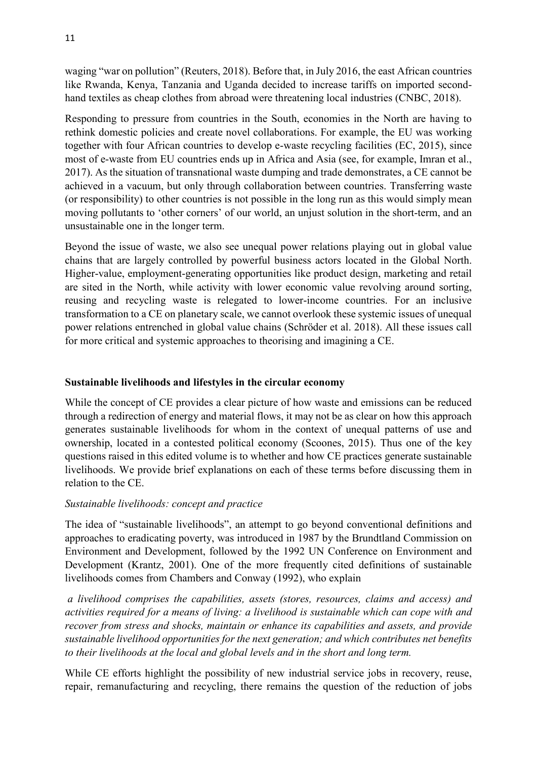waging "war on pollution" (Reuters, 2018). Before that, in July 2016, the east African countries like Rwanda, Kenya, Tanzania and Uganda decided to increase tariffs on imported second-hand textiles as cheap clothes from abroad were threatening local industries (CNBC, 2018).

Responding to pressure from countries in the South, economies in the North are having to rethink domestic policies and create novel collaborations. For example, the EU was working together with four African countries to develop e-waste recycling facilities (EC, 2015), since most of e-waste from EU countries ends up in Africa and Asia (see, for example, Imran et al., 2017). As the situation of transnational waste dumping and trade demonstrates, a CE cannot be achieved in a vacuum, but only through collaboration between countries. Transferring waste (or responsibility) to other countries is not possible in the long run as this would simply mean moving pollutants to 'other corners' of our world, an unjust solution in the short-term, and an unsustainable one in the longer term.

Beyond the issue of waste, we also see unequal power relations playing out in global value chains that are largely controlled by powerful business actors located in the Global North. Higher-value, employment-generating opportunities like product design, marketing and retail are sited in the North, while activity with lower economic value revolving around sorting, reusing and recycling waste is relegated to lower-income countries. For an inclusive transformation to a CE on planetary scale, we cannot overlook these systemic issues of unequal power relations entrenched in global value chains (Schröder et al. 2018). All these issues call for more critical and systemic approaches to theorising and imagining a CE.

## Sustainable livelihoods and lifestyles in the circular economy

While the concept of CE provides a clear picture of how waste and emissions can be reduced through a redirection of energy and material flows, it may not be as clear on how this approach generates sustainable livelihoods for whom in the context of unequal patterns of use and ownership, located in a contested political economy (Scoones, 2015). Thus one of the key questions raised in this edited volume is to whether and how CE practices generate sustainable livelihoods. We provide brief explanations on each of these terms before discussing them in relation to the CE.

### *Sustainable livelihoods: concept and practice*

The idea of "sustainable livelihoods", an attempt to go beyond conventional definitions and approaches to eradicating poverty, was introduced in 1987 by the Brundtland Commission on Environment and Development, followed by the 1992 UN Conference on Environment and Development (Krantz, 2001). One of the more frequently cited definitions of sustainable livelihoods comes from Chambers and Conway (1992), who explain

*a livelihood comprises the capabilities, assets (stores, resources, claims and access) and activities required for a means of living: a livelihood is sustainable which can cope with and recover from stress and shocks, maintain or enhance its capabilities and assets, and provide sustainable livelihood opportunities for the next generation; and which contributes net benefits to their livelihoods at the local and global levels and in the short and long term.*

While CE efforts highlight the possibility of new industrial service jobs in recovery, reuse, repair, remanufacturing and recycling, there remains the question of the reduction of jobs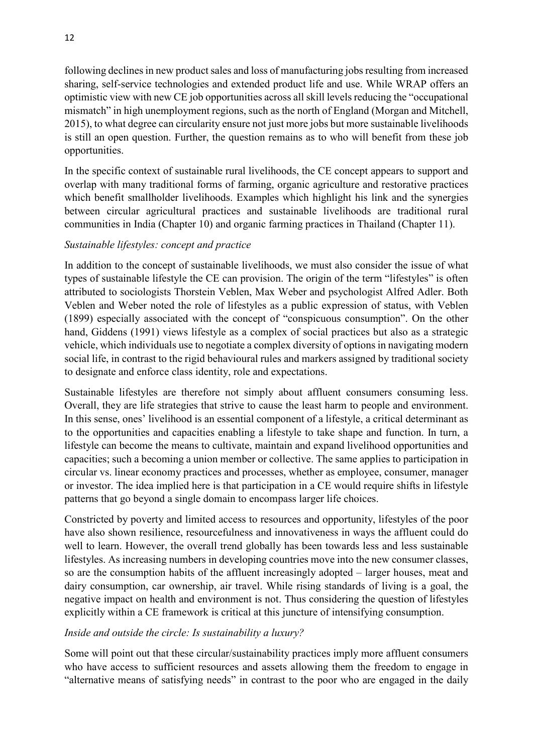following declines in new product sales and loss of manufacturing jobs resulting from increased sharing, self-service technologies and extended product life and use. While WRAP offers an optimistic view with new CE job opportunities across all skill levels reducing the "occupational mismatch" in high unemployment regions, such as the north of England (Morgan and Mitchell, 2015), to what degree can circularity ensure not just more jobs but more sustainable livelihoods is still an open question. Further, the question remains as to who will benefit from these job opportunities.

In the specific context of sustainable rural livelihoods, the CE concept appears to support and overlap with many traditional forms of farming, organic agriculture and restorative practices which benefit smallholder livelihoods. Examples which highlight his link and the synergies between circular agricultural practices and sustainable livelihoods are traditional rural communities in India (Chapter 10) and organic farming practices in Thailand (Chapter 11).

### *Sustainable lifestyles: concept and practice*

In addition to the concept of sustainable livelihoods, we must also consider the issue of what types of sustainable lifestyle the CE can provision. The origin of the term "lifestyles" is often attributed to sociologists Thorstein Veblen, Max Weber and psychologist Alfred Adler. Both Veblen and Weber noted the role of lifestyles as a public expression of status, with Veblen (1899) especially associated with the concept of "conspicuous consumption". On the other hand, Giddens (1991) views lifestyle as a complex of social practices but also as a strategic vehicle, which individuals use to negotiate a complex diversity of options in navigating modern social life, in contrast to the rigid behavioural rules and markers assigned by traditional society to designate and enforce class identity, role and expectations.

Sustainable lifestyles are therefore not simply about affluent consumers consuming less. Overall, they are life strategies that strive to cause the least harm to people and environment. In this sense, ones' livelihood is an essential component of a lifestyle, a critical determinant as to the opportunities and capacities enabling a lifestyle to take shape and function. In turn, a lifestyle can become the means to cultivate, maintain and expand livelihood opportunities and capacities; such a becoming a union member or collective. The same applies to participation in circular vs. linear economy practices and processes, whether as employee, consumer, manager or investor. The idea implied here is that participation in a CE would require shifts in lifestyle patterns that go beyond a single domain to encompass larger life choices.

Constricted by poverty and limited access to resources and opportunity, lifestyles of the poor have also shown resilience, resourcefulness and innovativeness in ways the affluent could do well to learn. However, the overall trend globally has been towards less and less sustainable lifestyles. As increasing numbers in developing countries move into the new consumer classes, so are the consumption habits of the affluent increasingly adopted – larger houses, meat and dairy consumption, car ownership, air travel. While rising standards of living is a goal, the negative impact on health and environment is not. Thus considering the question of lifestyles explicitly within a CE framework is critical at this juncture of intensifying consumption.

### *Inside and outside the circle: Is sustainability a luxury?*

Some will point out that these circular/sustainability practices imply more affluent consumers who have access to sufficient resources and assets allowing them the freedom to engage in "alternative means of satisfying needs" in contrast to the poor who are engaged in the daily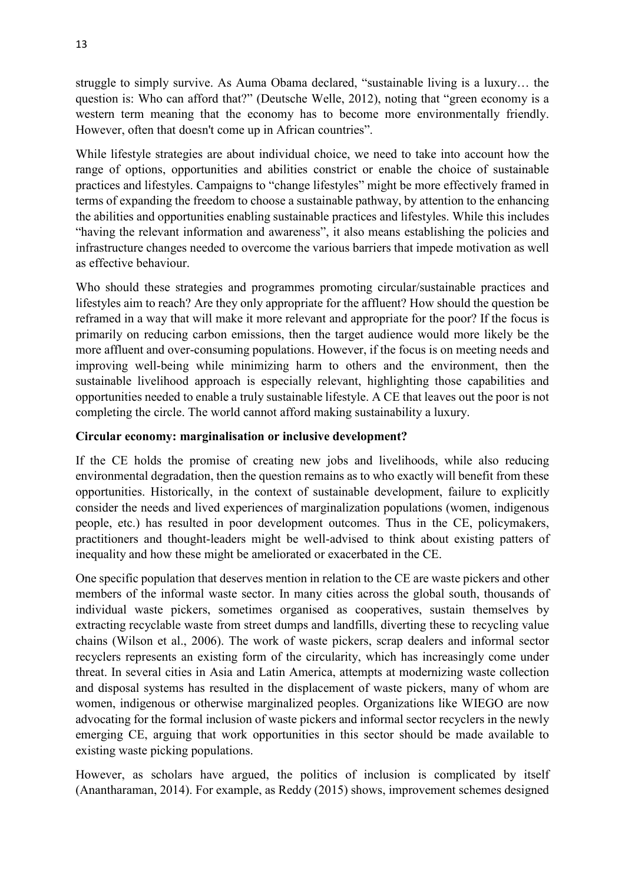struggle to simply survive. As Auma Obama declared, "sustainable living is a luxury… the question is: Who can afford that?" (Deutsche Welle, 2012), noting that "green economy is a western term meaning that the economy has to become more environmentally friendly. However, often that doesn't come up in African countries".

While lifestyle strategies are about individual choice, we need to take into account how the range of options, opportunities and abilities constrict or enable the choice of sustainable practices and lifestyles. Campaigns to "change lifestyles" might be more effectively framed in terms of expanding the freedom to choose a sustainable pathway, by attention to the enhancing the abilities and opportunities enabling sustainable practices and lifestyles. While this includes "having the relevant information and awareness", it also means establishing the policies and infrastructure changes needed to overcome the various barriers that impede motivation as well as effective behaviour.

Who should these strategies and programmes promoting circular/sustainable practices and lifestyles aim to reach? Are they only appropriate for the affluent? How should the question be reframed in a way that will make it more relevant and appropriate for the poor? If the focus is primarily on reducing carbon emissions, then the target audience would more likely be the more affluent and over-consuming populations. However, if the focus is on meeting needs and improving well-being while minimizing harm to others and the environment, then the sustainable livelihood approach is especially relevant, highlighting those capabilities and opportunities needed to enable a truly sustainable lifestyle. A CE that leaves out the poor is not completing the circle. The world cannot afford making sustainability a luxury.

**Circular economy: marginalisation or inclusive development?**

If the CE holds the promise of creating new jobs and livelihoods, while also reducing environmental degradation, then the question remains as to who exactly will benefit from these opportunities. Historically, in the context of sustainable development, failure to explicitly consider the needs and lived experiences of marginalization populations (women, indigenous people, etc.) has resulted in poor development outcomes. Thus in the CE, policymakers, practitioners and thought-leaders might be well-advised to think about existing patters of inequality and how these might be ameliorated or exacerbated in the CE.

One specific population that deserves mention in relation to the CE are waste pickers and other members of the informal waste sector. In many cities across the global south, thousands of individual waste pickers, sometimes organised as cooperatives, sustain themselves by extracting recyclable waste from street dumps and landfills, diverting these to recycling value chains (Wilson et al., 2006). The work of waste pickers, scrap dealers and informal sector recyclers represents an existing form of the circularity, which has increasingly come under threat. In several cities in Asia and Latin America, attempts at modernizing waste collection and disposal systems has resulted in the displacement of waste pickers, many of whom are women, indigenous or otherwise marginalized peoples. Organizations like WIEGO are now advocating for the formal inclusion of waste pickers and informal sector recyclers in the newly emerging CE, arguing that work opportunities in this sector should be made available to existing waste picking populations.

However, as scholars have argued, the politics of inclusion is complicated by itself (Anantharaman, 2014). For example, as Reddy (2015) shows, improvement schemes designed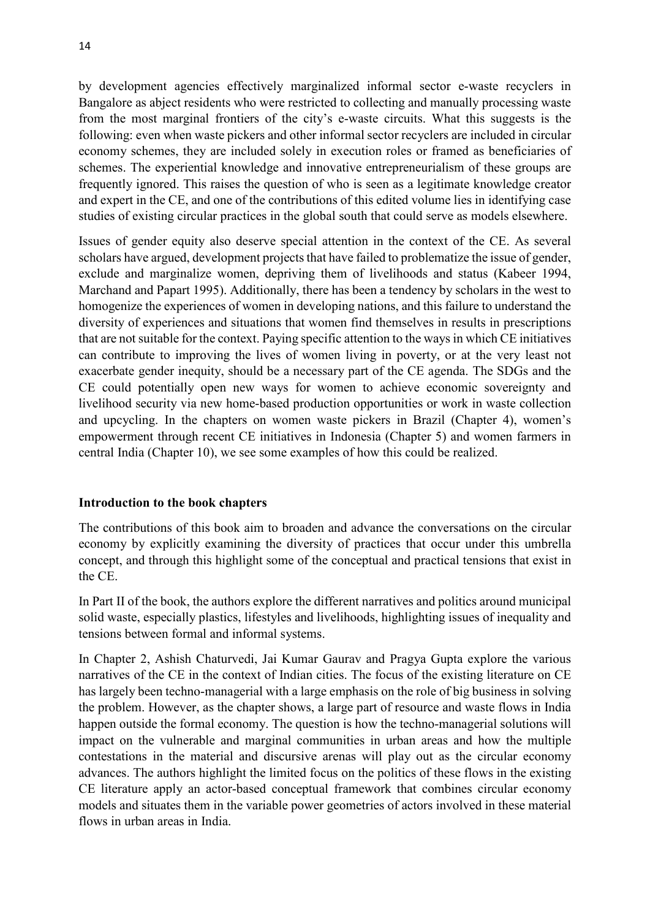by development agencies effectively marginalized informal sector e-waste recyclers in Bangalore as abject residents who were restricted to collecting and manually processing waste from the most marginal frontiers of the city's e-waste circuits. What this suggests is the following: even when waste pickers and other informal sector recyclers are included in circular economy schemes, they are included solely in execution roles or framed as beneficiaries of schemes. The experiential knowledge and innovative entrepreneurialism of these groups are frequently ignored. This raises the question of who is seen as a legitimate knowledge creator and expert in the CE, and one of the contributions of this edited volume lies in identifying case studies of existing circular practices in the global south that could serve as models elsewhere.

Issues of gender equity also deserve special attention in the context of the CE. As several scholars have argued, development projects that have failed to problematize the issue of gender, exclude and marginalize women, depriving them of livelihoods and status (Kabeer 1994, Marchand and Papart 1995). Additionally, there has been a tendency by scholars in the west to homogenize the experiences of women in developing nations, and this failure to understand the diversity of experiences and situations that women find themselves in results in prescriptions that are not suitable for the context. Paying specific attention to the ways in which CE initiatives can contribute to improving the lives of women living in poverty, or at the very least not exacerbate gender inequity, should be a necessary part of the CE agenda. The SDGs and the CE could potentially open new ways for women to achieve economic sovereignty and livelihood security via new home-based production opportunities or work in waste collection and upcycling. In the chapters on women waste pickers in Brazil (Chapter 4), women's empowerment through recent CE initiatives in Indonesia (Chapter 5) and women farmers in central India (Chapter 10), we see some examples of how this could be realized.

### Introduction to the book chapters

The contributions of this book aim to broaden and advance the conversations on the circular economy by explicitly examining the diversity of practices that occur under this umbrella concept, and through this highlight some of the conceptual and practical tensions that exist in the CE.

In Part II of the book, the authors explore the different narratives and politics around municipal solid waste, especially plastics, lifestyles and livelihoods, highlighting issues of inequality and tensions between formal and informal systems.

In Chapter 2, Ashish Chaturvedi, Jai Kumar Gaurav and Pragya Gupta explore the various narratives of the CE in the context of Indian cities. The focus of the existing literature on CE has largely been techno-managerial with a large emphasis on the role of big business in solving the problem. However, as the chapter shows, a large part of resource and waste flows in India happen outside the formal economy. The question is how the techno-managerial solutions will impact on the vulnerable and marginal communities in urban areas and how the multiple contestations in the material and discursive arenas will play out as the circular economy advances. The authors highlight the limited focus on the politics of these flows in the existing CE literature apply an actor-based conceptual framework that combines circular economy models and situates them in the variable power geometries of actors involved in these material flows in urban areas in India.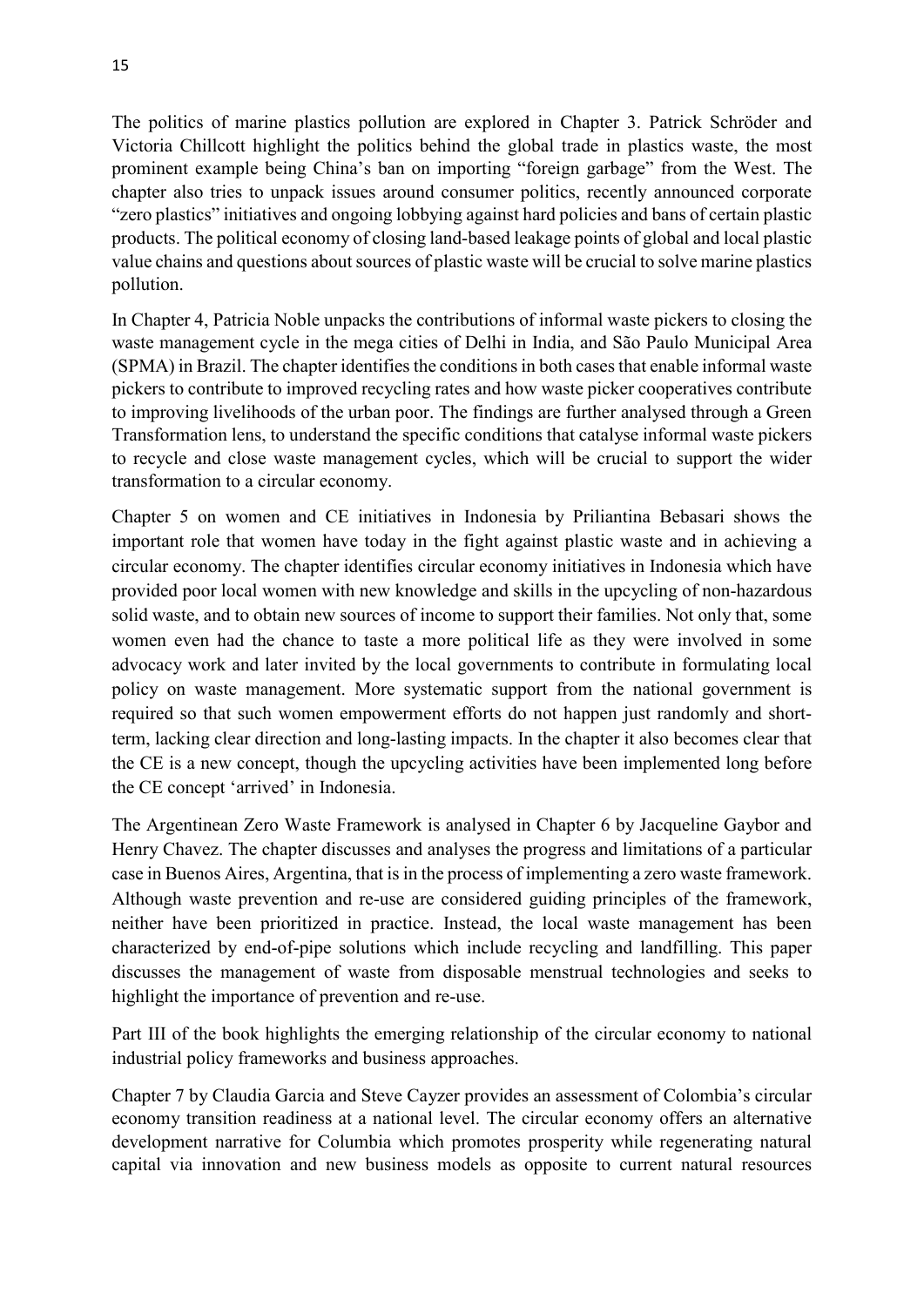The politics of marine plastics pollution are explored in Chapter 3. Patrick Schröder and Victoria Chillcott highlight the politics behind the global trade in plastics waste, the most prominent example being China's ban on importing "foreign garbage" from the West. The chapter also tries to unpack issues around consumer politics, recently announced corporate "zero plastics" initiatives and ongoing lobbying against hard policies and bans of certain plastic products. The political economy of closing land-based leakage points of global and local plastic value chains and questions about sources of plastic waste will be crucial to solve marine plastics pollution.

In Chapter 4, Patricia Noble unpacks the contributions of informal waste pickers to closing the waste management cycle in the mega cities of Delhi in India, and São Paulo Municipal Area (SPMA) in Brazil. The chapter identifies the conditions in both cases that enable informal waste pickers to contribute to improved recycling rates and how waste picker cooperatives contribute to improving livelihoods of the urban poor. The findings are further analysed through a Green Transformation lens, to understand the specific conditions that catalyse informal waste pickers to recycle and close waste management cycles, which will be crucial to support the wider transformation to a circular economy.

Chapter 5 on women and CE initiatives in Indonesia by Priliantina Bebasari shows the important role that women have today in the fight against plastic waste and in achieving a circular economy. The chapter identifies circular economy initiatives in Indonesia which have provided poor local women with new knowledge and skills in the upcycling of non-hazardous solid waste, and to obtain new sources of income to support their families. Not only that, some women even had the chance to taste a more political life as they were involved in some advocacy work and later invited by the local governments to contribute in formulating local policy on waste management. More systematic support from the national government is required so that such women empowerment efforts do not happen just randomly and short-term, lacking clear direction and long-lasting impacts. In the chapter it also becomes clear that the CE is a new concept, though the upcycling activities have been implemented long before the CE concept 'arrived' in Indonesia.

The Argentinean Zero Waste Framework is analysed in Chapter 6 by Jacqueline Gaybor and Henry Chavez. The chapter discusses and analyses the progress and limitations of a particular case in Buenos Aires, Argentina, that is in the process of implementing a zero waste framework. Although waste prevention and re-use are considered guiding principles of the framework, neither have been prioritized in practice. Instead, the local waste management has been characterized by end-of-pipe solutions which include recycling and landfilling. This paper discusses the management of waste from disposable menstrual technologies and seeks to highlight the importance of prevention and re-use.

Part III of the book highlights the emerging relationship of the circular economy to national industrial policy frameworks and business approaches.

Chapter 7 by Claudia Garcia and Steve Cayzer provides an assessment of Colombia's circular economy transition readiness at a national level. The circular economy offers an alternative development narrative for Columbia which promotes prosperity while regenerating natural capital via innovation and new business models as opposite to current natural resources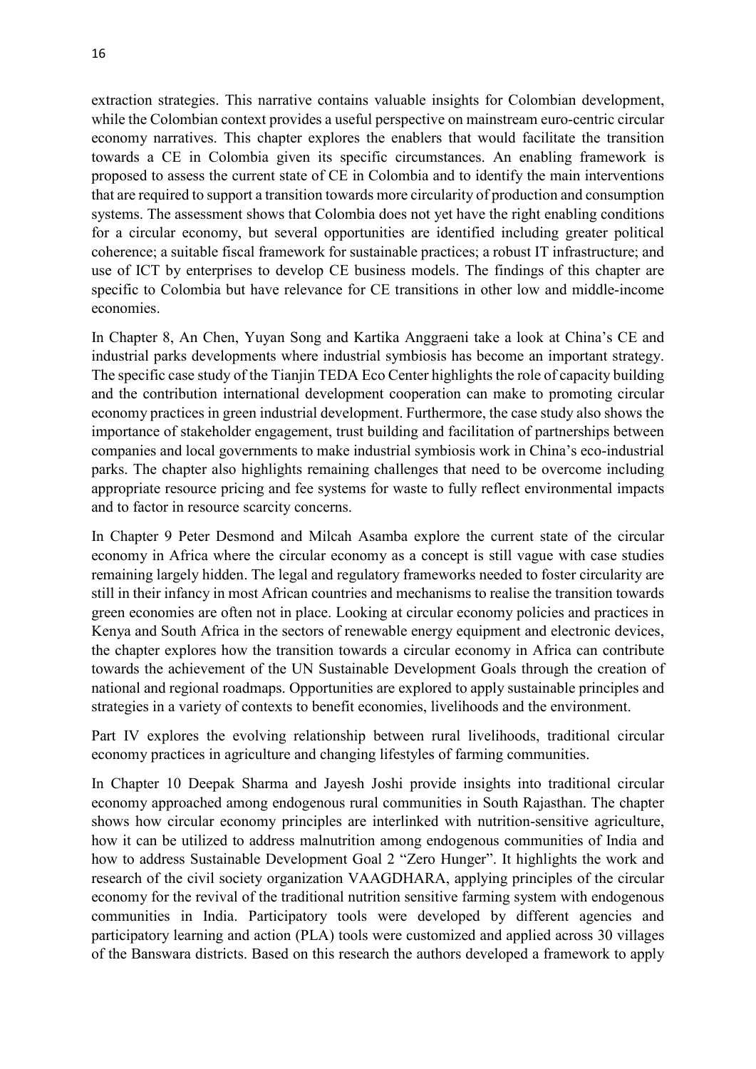extraction strategies. This narrative contains valuable insights for Colombian development, while the Colombian context provides a useful perspective on mainstream euro-centric circular economy narratives. This chapter explores the enablers that would facilitate the transition towards a CE in Colombia given its specific circumstances. An enabling framework is proposed to assess the current state of CE in Colombia and to identify the main interventions that are required to support a transition towards more circularity of production and consumption systems. The assessment shows that Colombia does not yet have the right enabling conditions for a circular economy, but several opportunities are identified including greater political coherence; a suitable fiscal framework for sustainable practices; a robust IT infrastructure; and use of ICT by enterprises to develop CE business models. The findings of this chapter are specific to Colombia but have relevance for CE transitions in other low and middle-income economies.

In Chapter 8, An Chen, Yuyan Song and Kartika Anggraeni take a look at China's CE and industrial parks developments where industrial symbiosis has become an important strategy. The specific case study of the Tianjin TEDA Eco Center highlights the role of capacity building and the contribution international development cooperation can make to promoting circular economy practices in green industrial development. Furthermore, the case study also shows the importance of stakeholder engagement, trust building and facilitation of partnerships between companies and local governments to make industrial symbiosis work in China's eco-industrial parks. The chapter also highlights remaining challenges that need to be overcome including appropriate resource pricing and fee systems for waste to fully reflect environmental impacts and to factor in resource scarcity concerns.

In Chapter 9 Peter Desmond and Milcah Asamba explore the current state of the circular economy in Africa where the circular economy as a concept is still vague with case studies remaining largely hidden. The legal and regulatory frameworks needed to foster circularity are still in their infancy in most African countries and mechanisms to realise the transition towards green economies are often not in place. Looking at circular economy policies and practices in Kenya and South Africa in the sectors of renewable energy equipment and electronic devices, the chapter explores how the transition towards a circular economy in Africa can contribute towards the achievement of the UN Sustainable Development Goals through the creation of national and regional roadmaps. Opportunities are explored to apply sustainable principles and strategies in a variety of contexts to benefit economies, livelihoods and the environment.

Part IV explores the evolving relationship between rural livelihoods, traditional circular economy practices in agriculture and changing lifestyles of farming communities.

In Chapter 10 Deepak Sharma and Jayesh Joshi provide insights into traditional circular economy approached among endogenous rural communities in South Rajasthan. The chapter shows how circular economy principles are interlinked with nutrition-sensitive agriculture, how it can be utilized to address malnutrition among endogenous communities of India and how to address Sustainable Development Goal 2 "Zero Hunger". It highlights the work and research of the civil society organization VAAGDHARA, applying principles of the circular economy for the revival of the traditional nutrition sensitive farming system with endogenous communities in India. Participatory tools were developed by different agencies and participatory learning and action (PLA) tools were customized and applied across 30 villages of the Banswara districts. Based on this research the authors developed a framework to apply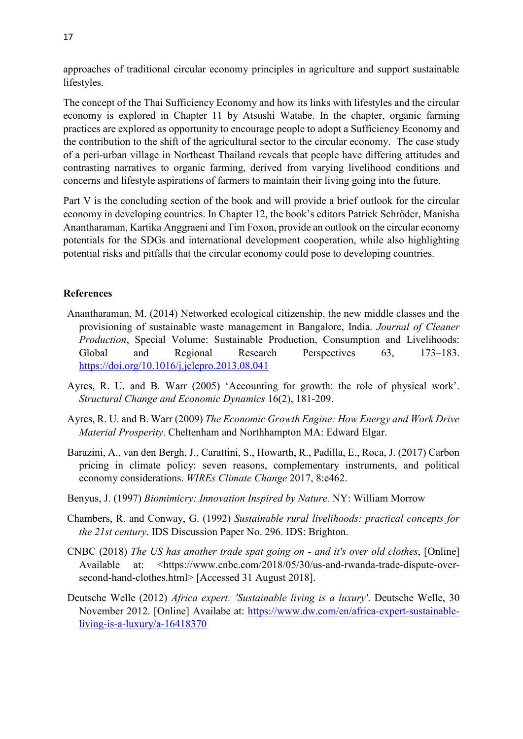approaches of traditional circular economy principles in agriculture and support sustainable lifestyles.

The concept of the Thai Sufficiency Economy and how its links with lifestyles and the circular economy is explored in Chapter 11 by Atsushi Watabe. In the chapter, organic farming practices are explored as opportunity to encourage people to adopt a Sufficiency Economy and the contribution to the shift of the agricultural sector to the circular economy. The case study of a peri-urban village in Northeast Thailand reveals that people have differing attitudes and contrasting narratives to organic farming, derived from varying livelihood conditions and concerns and lifestyle aspirations of farmers to maintain their living going into the future.

Part V is the concluding section of the book and will provide a brief outlook for the circular economy in developing countries. In Chapter 12, the book's editors Patrick Schröder, Manisha Anantharaman, Kartika Anggraeni and Tim Foxon, provide an outlook on the circular economy potentials for the SDGs and international development cooperation, while also highlighting potential risks and pitfalls that the circular economy could pose to developing countries.

**References**

Anantharaman, M. (2014) Networked ecological citizenship, the new middle classes and the provisioning of sustainable waste management in Bangalore, India. *Journal of Cleaner Production*, Special Volume: Sustainable Production, Consumption and Livelihoods: Global and Regional Research Perspectives 63, 173–183. https://doi.org/10.1016/j.jclepro.2013.08.041

Ayres, R. U. and B. Warr (2005) 'Accounting for growth: the role of physical work'. *Structural Change and Economic Dynamics* 16(2), 181-209.

Ayres, R. U. and B. Warr (2009) *The Economic Growth Engine: How Energy and Work Drive Material Prosperity*. Cheltenham and Northhampton MA: Edward Elgar.

Barazini, A., van den Bergh, J., Carattini, S., Howarth, R., Padilla, E., Roca, J. (2017) Carbon pricing in climate policy: seven reasons, complementary instruments, and political economy considerations. *WIREs Climate Change* 2017, 8:e462.

Benyus, J. (1997) *Biomimicry: Innovation Inspired by Nature.* NY: William Morrow

Chambers, R. and Conway, G. (1992) *Sustainable rural livelihoods: practical concepts for the 21st century*. IDS Discussion Paper No. 296. IDS: Brighton.

CNBC (2018) *The US has another trade spat going on - and it's over old clothes*, [Online] Available at: <https://www.cnbc.com/2018/05/30/us-and-rwanda-trade-dispute-over-second-hand-clothes.html> [Accessed 31 August 2018].

Deutsche Welle (2012) *Africa expert: 'Sustainable living is a luxury'*. Deutsche Welle, 30 November 2012. [Online] Availabe at: https://www.dw.com/en/africa-expert-sustainable-living-is-a-luxury/a-16418370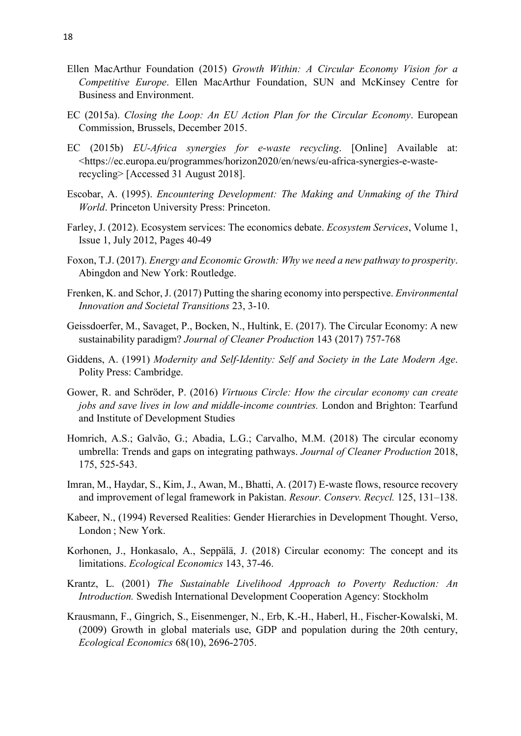Ellen MacArthur Foundation (2015) *Growth Within: A Circular Economy Vision for a Competitive Europe*. Ellen MacArthur Foundation, SUN and McKinsey Centre for Business and Environment.

EC (2015a). *Closing the Loop: An EU Action Plan for the Circular Economy*. European Commission, Brussels, December 2015.

EC (2015b) *EU-Africa synergies for e-waste recycling*. [Online] Available at: <https://ec.europa.eu/programmes/horizon2020/en/news/eu-africa-synergies-e-waste-recycling> [Accessed 31 August 2018].

Escobar, A. (1995). *Encountering Development: The Making and Unmaking of the Third World*. Princeton University Press: Princeton.

Farley, J. (2012). Ecosystem services: The economics debate. *Ecosystem Services*, Volume 1, Issue 1, July 2012, Pages 40-49

Foxon, T.J. (2017). *Energy and Economic Growth: Why we need a new pathway to prosperity*. Abingdon and New York: Routledge.

Frenken, K. and Schor, J. (2017) Putting the sharing economy into perspective. *Environmental Innovation and Societal Transitions* 23, 3-10.

Geissdoerfer, M., Savaget, P., Bocken, N., Hultink, E. (2017). The Circular Economy: A new sustainability paradigm? *Journal of Cleaner Production* 143 (2017) 757-768

Giddens, A. (1991) *Modernity and Self-Identity: Self and Society in the Late Modern Age*. Polity Press: Cambridge.

Gower, R. and Schröder, P. (2016) *Virtuous Circle: How the circular economy can create jobs and save lives in low and middle-income countries.* London and Brighton: Tearfund and Institute of Development Studies

Homrich, A.S.; Galvão, G.; Abadia, L.G.; Carvalho, M.M. (2018) The circular economy umbrella: Trends and gaps on integrating pathways. *Journal of Cleaner Production* 2018, 175, 525-543.

Imran, M., Haydar, S., Kim, J., Awan, M., Bhatti, A. (2017) E-waste flows, resource recovery and improvement of legal framework in Pakistan. *Resour. Conserv. Recycl.* 125, 131–138.

Kabeer, N., (1994) Reversed Realities: Gender Hierarchies in Development Thought. Verso, London ; New York.

Korhonen, J., Honkasalo, A., Seppälä, J. (2018) Circular economy: The concept and its limitations. *Ecological Economics* 143, 37-46.

Krantz, L. (2001) *The Sustainable Livelihood Approach to Poverty Reduction: An Introduction.* Swedish International Development Cooperation Agency: Stockholm

Krausmann, F., Gingrich, S., Eisenmenger, N., Erb, K.-H., Haberl, H., Fischer-Kowalski, M. (2009) Growth in global materials use, GDP and population during the 20th century, *Ecological Economics* 68(10), 2696-2705.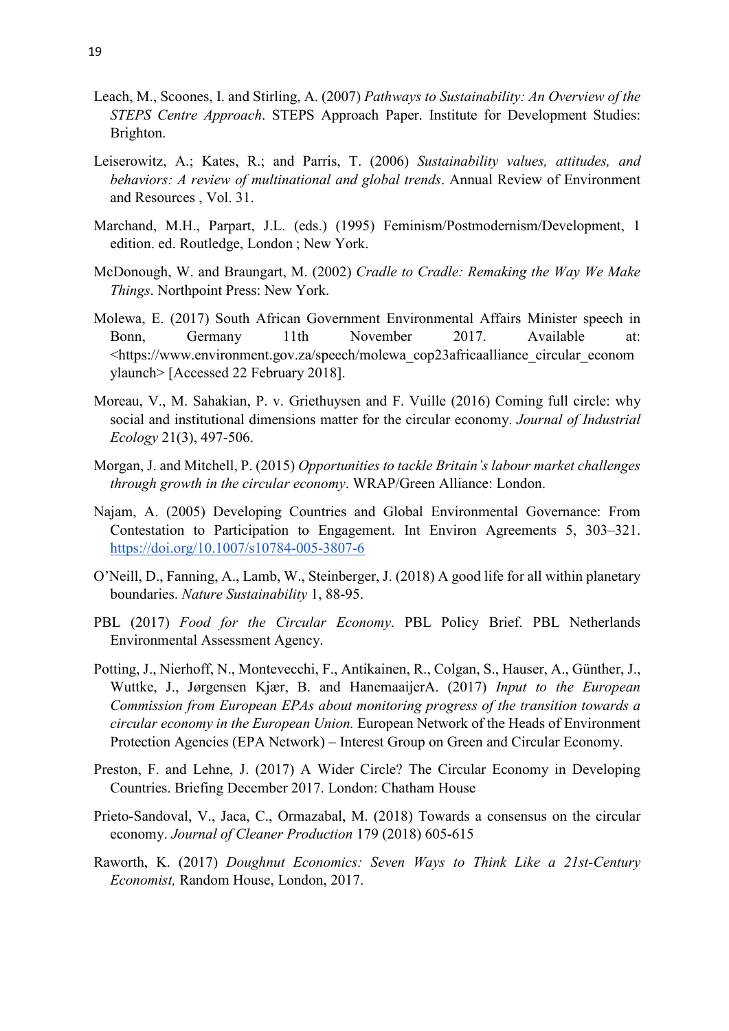Leach, M., Scoones, I. and Stirling, A. (2007) *Pathways to Sustainability: An Overview of the STEPS Centre Approach*. STEPS Approach Paper. Institute for Development Studies: Brighton.

Leiserowitz, A.; Kates, R.; and Parris, T. (2006) *Sustainability values, attitudes, and behaviors: A review of multinational and global trends*. Annual Review of Environment and Resources , Vol. 31.

Marchand, M.H., Parpart, J.L. (eds.) (1995) Feminism/Postmodernism/Development, 1 edition. ed. Routledge, London ; New York.

McDonough, W. and Braungart, M. (2002) *Cradle to Cradle: Remaking the Way We Make Things*. Northpoint Press: New York.

Molewa, E. (2017) South African Government Environmental Affairs Minister speech in Bonn, Germany 11th November 2017. Available at: <https://www.environment.gov.za/speech/molewa_cop23africaalliance_circular_economylaunch> [Accessed 22 February 2018].

Moreau, V., M. Sahakian, P. v. Griethuysen and F. Vuille (2016) Coming full circle: why social and institutional dimensions matter for the circular economy. *Journal of Industrial Ecology* 21(3), 497-506.

Morgan, J. and Mitchell, P. (2015) *Opportunities to tackle Britain's labour market challenges through growth in the circular economy*. WRAP/Green Alliance: London.

Najam, A. (2005) Developing Countries and Global Environmental Governance: From Contestation to Participation to Engagement. Int Environ Agreements 5, 303–321. https://doi.org/10.1007/s10784-005-3807-6

O'Neill, D., Fanning, A., Lamb, W., Steinberger, J. (2018) A good life for all within planetary boundaries. *Nature Sustainability* 1, 88-95.

PBL (2017) *Food for the Circular Economy*. PBL Policy Brief. PBL Netherlands Environmental Assessment Agency.

Potting, J., Nierhoff, N., Montevecchi, F., Antikainen, R., Colgan, S., Hauser, A., Günther, J., Wuttke, J., Jørgensen Kjær, B. and HanemaaijerA. (2017) *Input to the European Commission from European EPAs about monitoring progress of the transition towards a circular economy in the European Union.* European Network of the Heads of Environment Protection Agencies (EPA Network) – Interest Group on Green and Circular Economy.

Preston, F. and Lehne, J. (2017) A Wider Circle? The Circular Economy in Developing Countries. Briefing December 2017. London: Chatham House

Prieto-Sandoval, V., Jaca, C., Ormazabal, M. (2018) Towards a consensus on the circular economy. *Journal of Cleaner Production* 179 (2018) 605-615

Raworth, K. (2017) *Doughnut Economics: Seven Ways to Think Like a 21st-Century Economist,* Random House, London, 2017.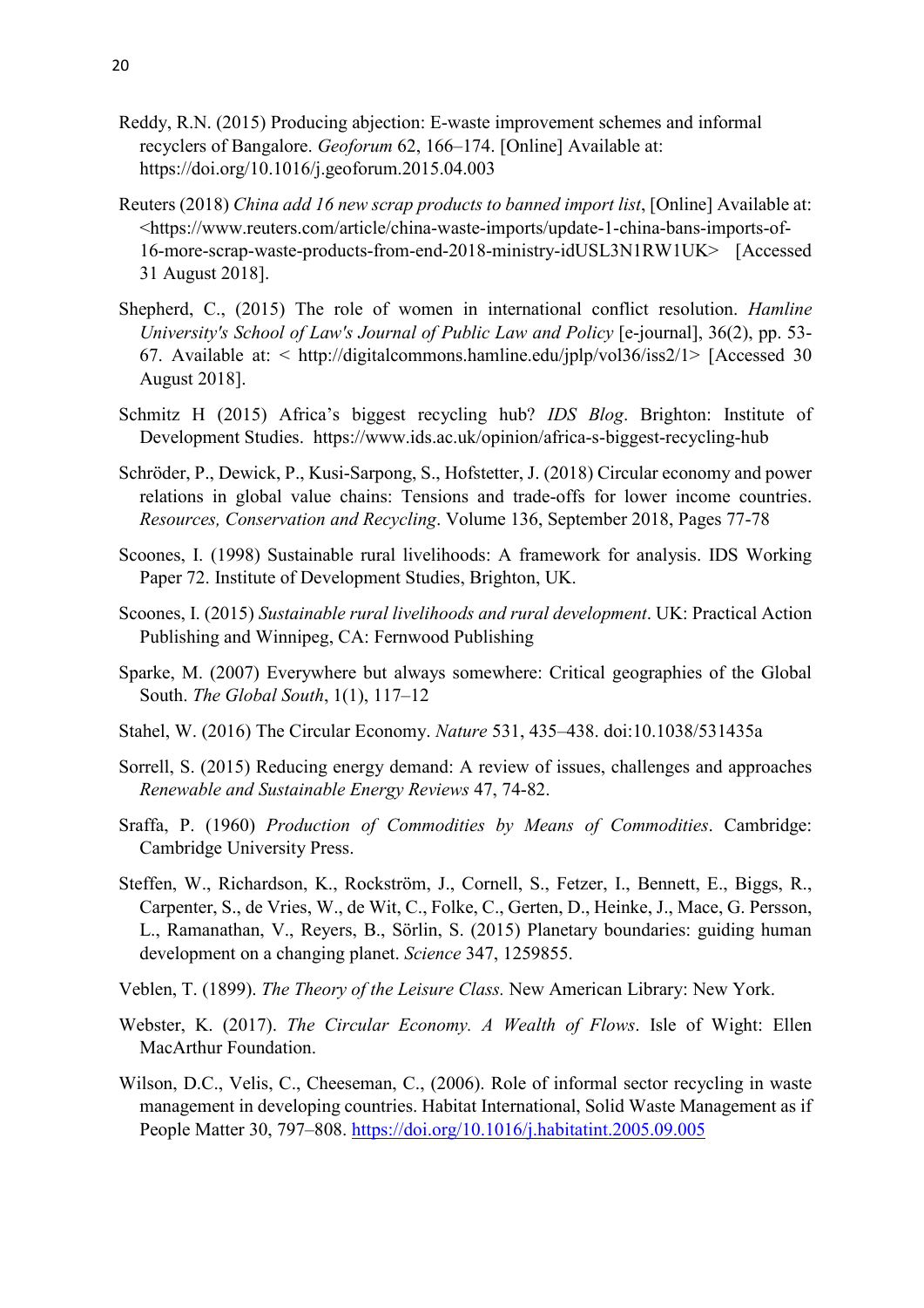Reddy, R.N. (2015) Producing abjection: E-waste improvement schemes and informal recyclers of Bangalore. *Geoforum* 62, 166–174. [Online] Available at: https://doi.org/10.1016/j.geoforum.2015.04.003

Reuters (2018) *China add 16 new scrap products to banned import list*, [Online] Available at: <https://www.reuters.com/article/china-waste-imports/update-1-china-bans-imports-of-16-more-scrap-waste-products-from-end-2018-ministry-idUSL3N1RW1UK> [Accessed 31 August 2018].

Shepherd, C., (2015) The role of women in international conflict resolution. *Hamline University's School of Law's Journal of Public Law and Policy* [e-journal], 36(2), pp. 53-67. Available at: < http://digitalcommons.hamline.edu/jplp/vol36/iss2/1> [Accessed 30 August 2018].

Schmitz H (2015) Africa's biggest recycling hub? *IDS Blog*. Brighton: Institute of Development Studies. https://www.ids.ac.uk/opinion/africa-s-biggest-recycling-hub

Schröder, P., Dewick, P., Kusi-Sarpong, S., Hofstetter, J. (2018) Circular economy and power relations in global value chains: Tensions and trade-offs for lower income countries. *Resources, Conservation and Recycling*. Volume 136, September 2018, Pages 77-78

Scoones, I. (1998) Sustainable rural livelihoods: A framework for analysis. IDS Working Paper 72. Institute of Development Studies, Brighton, UK.

Scoones, I. (2015) *Sustainable rural livelihoods and rural development*. UK: Practical Action Publishing and Winnipeg, CA: Fernwood Publishing

Sparke, M. (2007) Everywhere but always somewhere: Critical geographies of the Global South. *The Global South*, 1(1), 117–12

Stahel, W. (2016) The Circular Economy. *Nature* 531, 435–438. doi:10.1038/531435a

Sorrell, S. (2015) Reducing energy demand: A review of issues, challenges and approaches *Renewable and Sustainable Energy Reviews* 47, 74-82.

Sraffa, P. (1960) *Production of Commodities by Means of Commodities*. Cambridge: Cambridge University Press.

Steffen, W., Richardson, K., Rockström, J., Cornell, S., Fetzer, I., Bennett, E., Biggs, R., Carpenter, S., de Vries, W., de Wit, C., Folke, C., Gerten, D., Heinke, J., Mace, G. Persson, L., Ramanathan, V., Reyers, B., Sörlin, S. (2015) Planetary boundaries: guiding human development on a changing planet. *Science* 347, 1259855.

Veblen, T. (1899). *The Theory of the Leisure Class.* New American Library: New York.

Webster, K. (2017). *The Circular Economy. A Wealth of Flows*. Isle of Wight: Ellen MacArthur Foundation.

Wilson, D.C., Velis, C., Cheeseman, C., (2006). Role of informal sector recycling in waste management in developing countries. Habitat International, Solid Waste Management as if People Matter 30, 797–808. https://doi.org/10.1016/j.habitatint.2005.09.005